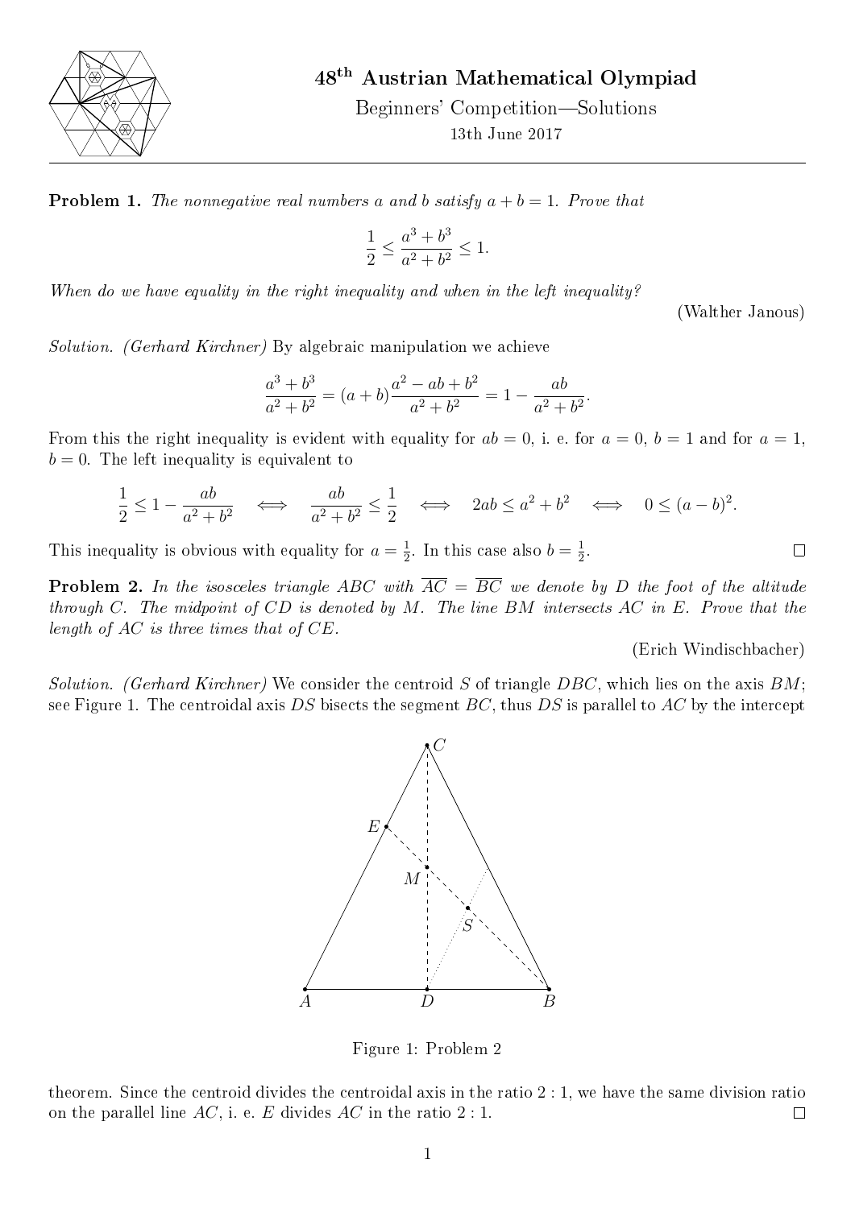# 48th Austrian Mathematical Olympiad

Beginners' Competition—Solutions

13th June 2017

---

**Problem 1.** *The nonnegative real numbers $a$ and $b$ satisfy $a + b = 1$. Prove that*

$$\frac{1}{2} \le \frac{a^3 + b^3}{a^2 + b^2} \le 1.$$

*When do we have equality in the right inequality and when in the left inequality?*

(Walther Janous)

*Solution. (Gerhard Kirchner)* By algebraic manipulation we achieve

$$\frac{a^3 + b^3}{a^2 + b^2} = (a + b)\frac{a^2 - ab + b^2}{a^2 + b^2} = 1 - \frac{ab}{a^2 + b^2}.$$

From this the right inequality is evident with equality for $ab = 0$, i. e. for $a = 0$, $b = 1$ and for $a = 1$, $b = 0$. The left inequality is equivalent to

$$\frac{1}{2} \le 1 - \frac{ab}{a^2 + b^2} \iff \frac{ab}{a^2 + b^2} \le \frac{1}{2} \iff 2ab \le a^2 + b^2 \iff 0 \le (a - b)^2.$$

This inequality is obvious with equality for $a = \frac{1}{2}$. In this case also $b = \frac{1}{2}$. □

**Problem 2.** *In the isosceles triangle $ABC$ with $\overline{AC} = \overline{BC}$ we denote by $D$ the foot of the altitude through $C$. The midpoint of $CD$ is denoted by $M$. The line $BM$ intersects $AC$ in $E$. Prove that the length of $AC$ is three times that of $CE$.*

(Erich Windischbacher)

*Solution. (Gerhard Kirchner)* We consider the centroid $S$ of triangle $DBC$, which lies on the axis $BM$; see Figure 1. The centroidal axis $DS$ bisects the segment $BC$, thus $DS$ is parallel to $AC$ by the intercept theorem. Since the centroid divides the centroidal axis in the ratio $2 : 1$, we have the same division ratio on the parallel line $AC$, i. e. $E$ divides $AC$ in the ratio $2 : 1$. □

Figure 1: Problem 2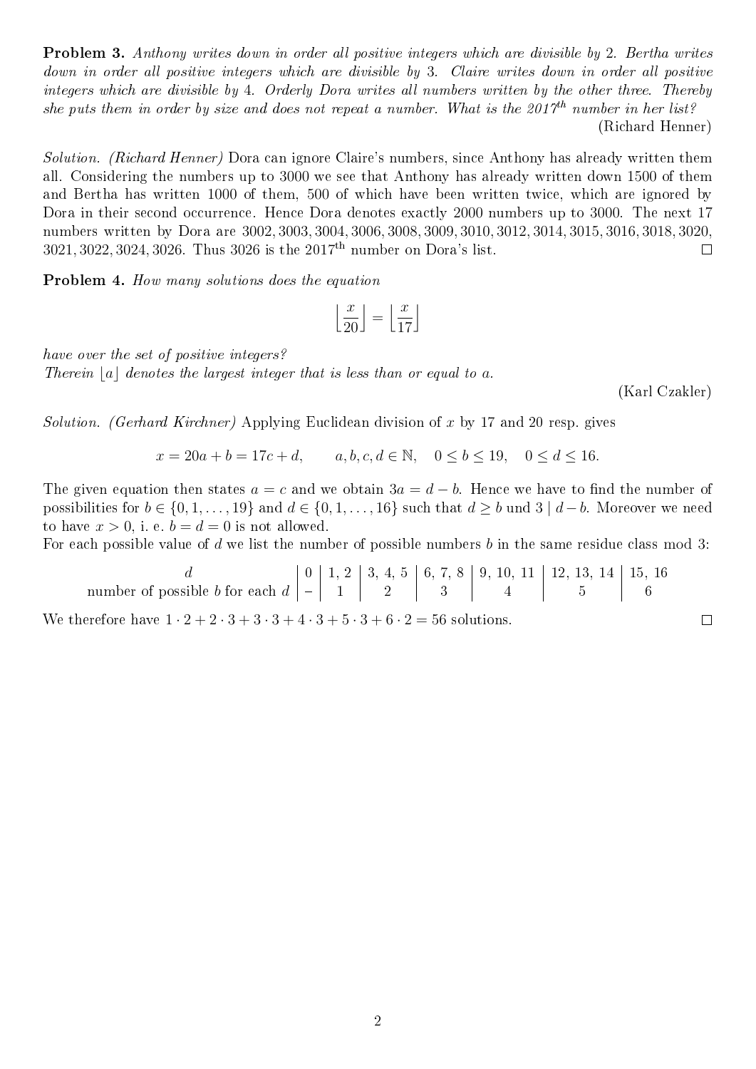**Problem 3.** *Anthony writes down in order all positive integers which are divisible by 2. Bertha writes down in order all positive integers which are divisible by 3. Claire writes down in order all positive integers which are divisible by 4. Orderly Dora writes all numbers written by the other three. Thereby she puts them in order by size and does not repeat a number. What is the 2017^th^ number in her list?*

(Richard Henner)

*Solution. (Richard Henner)* Dora can ignore Claire's numbers, since Anthony has already written them all. Considering the numbers up to 3000 we see that Anthony has already written down 1500 of them and Bertha has written 1000 of them, 500 of which have been written twice, which are ignored by Dora in their second occurrence. Hence Dora denotes exactly 2000 numbers up to 3000. The next 17 numbers written by Dora are $3002, 3003, 3004, 3006, 3008, 3009, 3010, 3012, 3014, 3015, 3016, 3018, 3020, 3021, 3022, 3024, 3026$. Thus 3026 is the $2017^{\text{th}}$ number on Dora's list. □

**Problem 4.** *How many solutions does the equation*

$$\left\lfloor \frac{x}{20} \right\rfloor = \left\lfloor \frac{x}{17} \right\rfloor$$

*have over the set of positive integers?*
*Therein $\lfloor a \rfloor$ denotes the largest integer that is less than or equal to $a$.*

(Karl Czakler)

*Solution. (Gerhard Kirchner)* Applying Euclidean division of $x$ by 17 and 20 resp. gives

$$x = 20a + b = 17c + d, \qquad a, b, c, d \in \mathbb{N}, \quad 0 \le b \le 19, \quad 0 \le d \le 16.$$

The given equation then states $a = c$ and we obtain $3a = d - b$. Hence we have to find the number of possibilities for $b \in \{0, 1, \ldots, 19\}$ and $d \in \{0, 1, \ldots, 16\}$ such that $d \ge b$ und $3 \mid d - b$. Moreover we need to have $x > 0$, i. e. $b = d = 0$ is not allowed.

For each possible value of $d$ we list the number of possible numbers $b$ in the same residue class mod 3:

| | | | | | | | |
|---|---|---|---|---|---|---|---|
| $d$ | 0 | 1, 2 | 3, 4, 5 | 6, 7, 8 | 9, 10, 11 | 12, 13, 14 | 15, 16 |
| number of possible $b$ for each $d$ | – | 1 | 2 | 3 | 4 | 5 | 6 |

We therefore have $1 \cdot 2 + 2 \cdot 3 + 3 \cdot 3 + 4 \cdot 3 + 5 \cdot 3 + 6 \cdot 2 = 56$ solutions. □